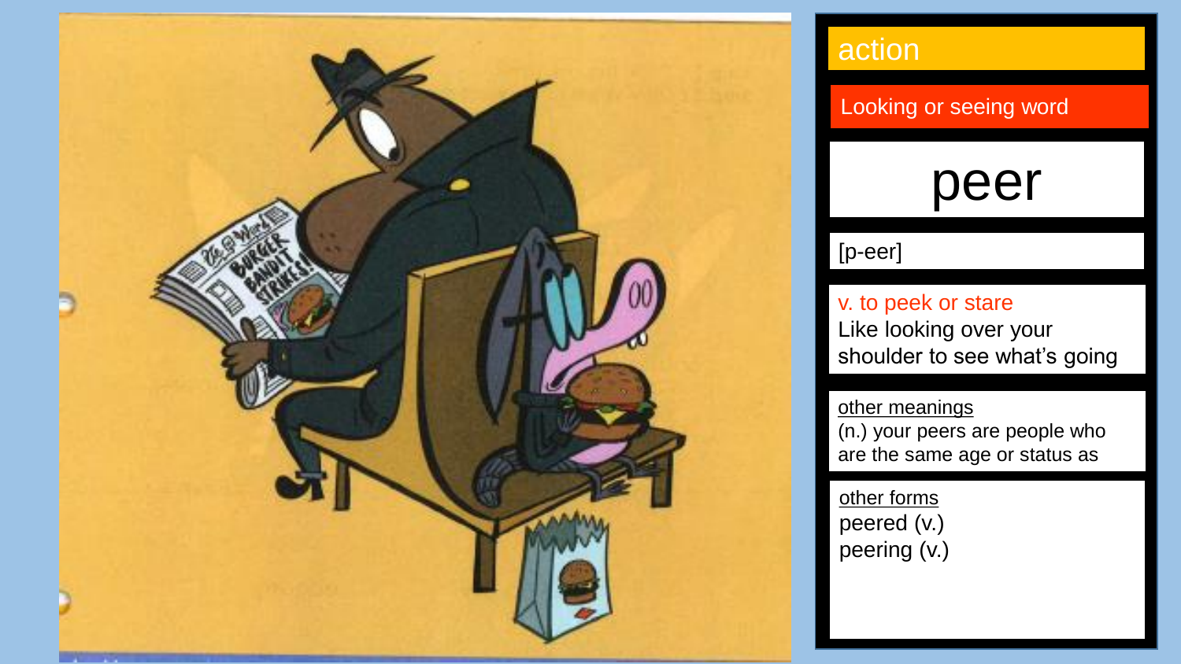action

Looking or seeing word

# peer

[p-eer]

v. to peek or stare
Like looking over your shoulder to see what's going

other meanings
(n.) your peers are people who are the same age or status as

other forms
peered (v.)
peering (v.)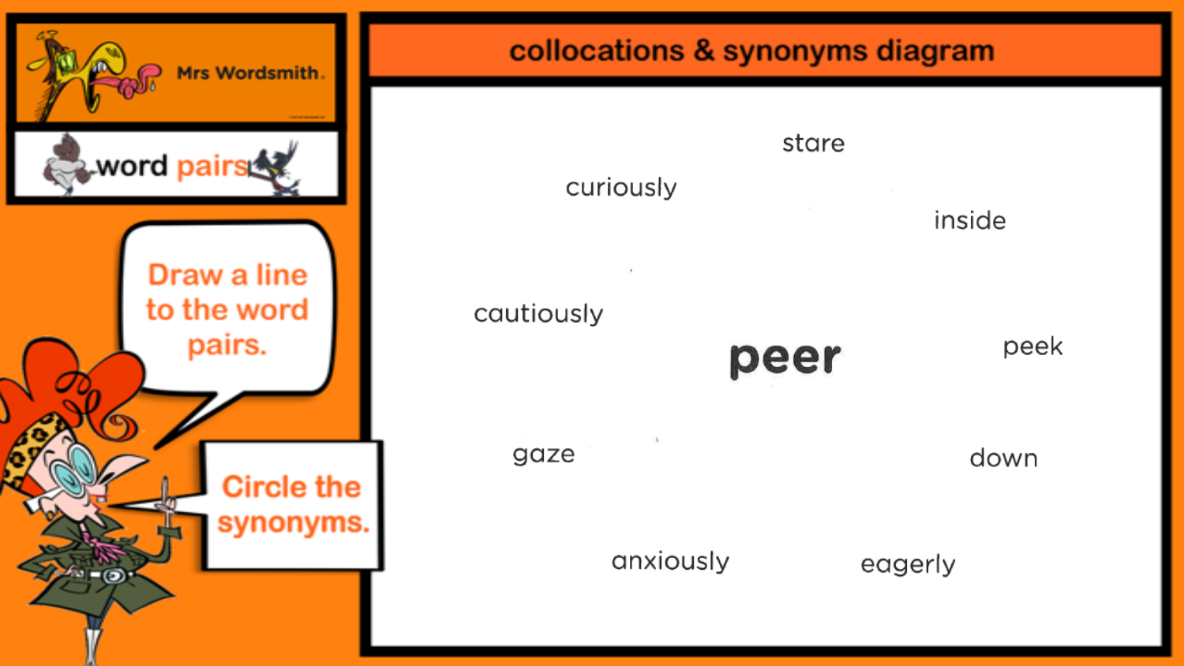Mrs Wordsmith

word pairs

Draw a line to the word pairs.

Circle the synonyms.

## collocations & synonyms diagram

stare

curiously

inside

cautiously

**peer**

peek

gaze

down

anxiously

eagerly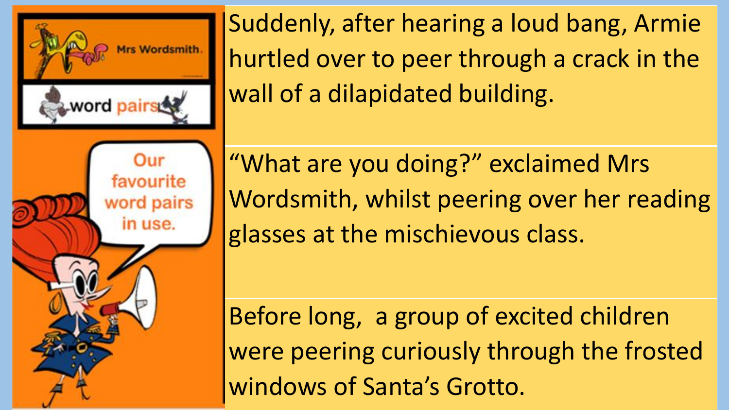Mrs Wordsmith.

word pairs

Our favourite word pairs in use.

Suddenly, after hearing a loud bang, Armie hurtled over to peer through a crack in the wall of a dilapidated building.

“What are you doing?” exclaimed Mrs Wordsmith, whilst peering over her reading glasses at the mischievous class.

Before long,  a group of excited children were peering curiously through the frosted windows of Santa’s Grotto.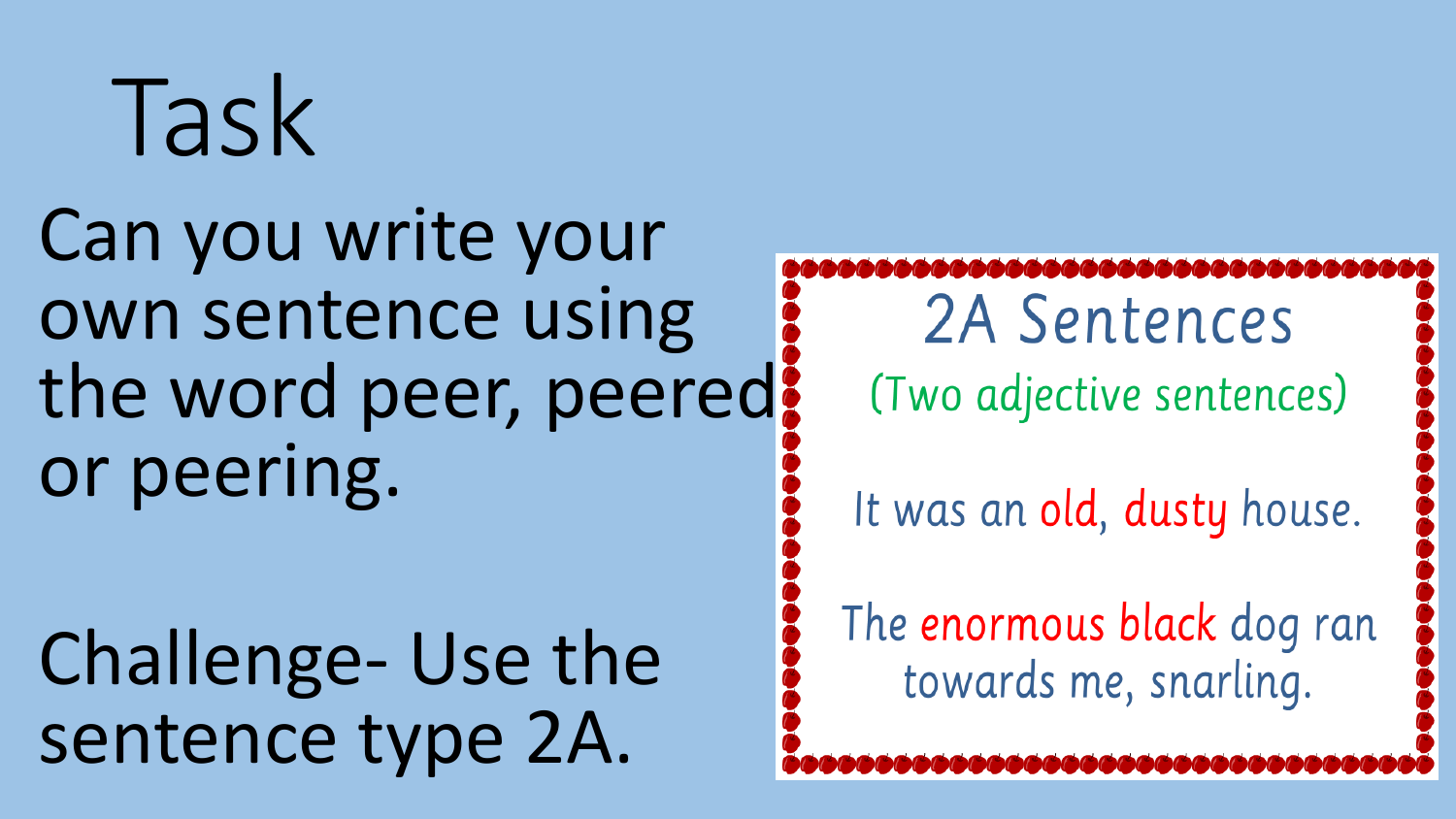# Task

Can you write your own sentence using the word peer, peered or peering.

Challenge- Use the sentence type 2A.

## 2A Sentences

(Two adjective sentences)

It was an old, dusty house.

The enormous black dog ran towards me, snarling.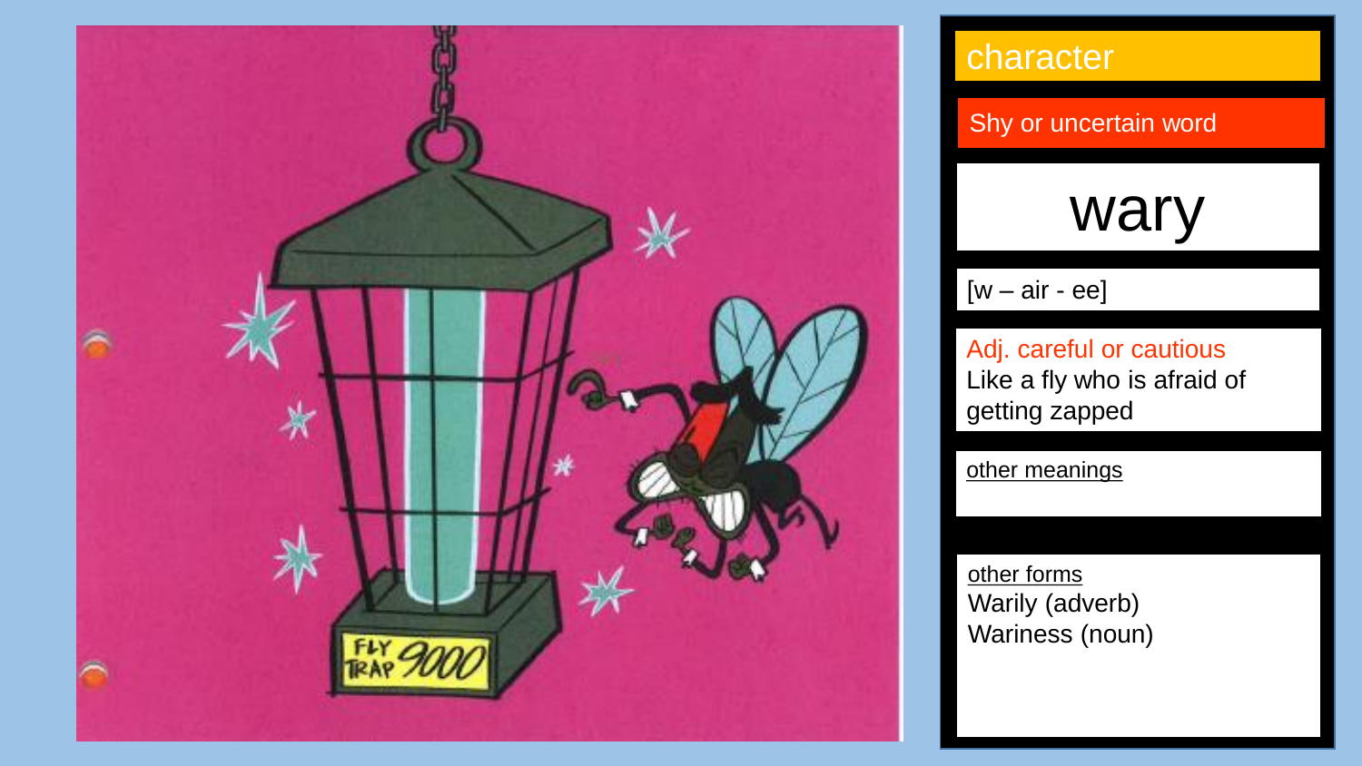character

Shy or uncertain word

# wary

[w – air - ee]

Adj. careful or cautious
Like a fly who is afraid of getting zapped

other meanings

other forms
Warily (adverb)
Wariness (noun)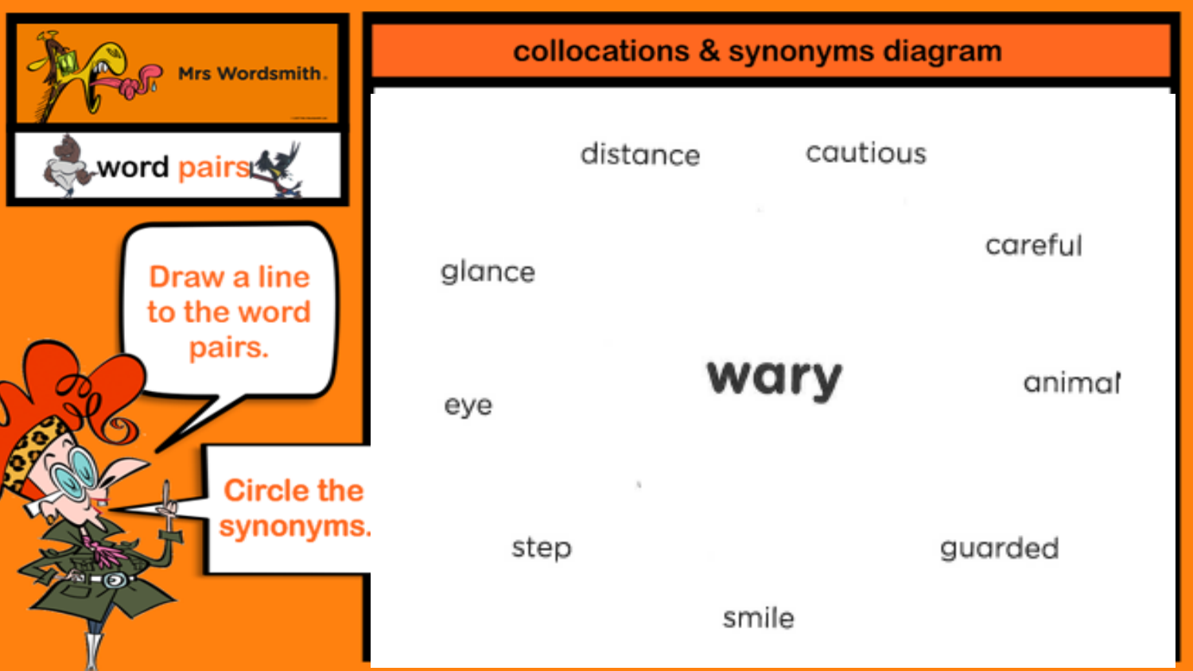Mrs Wordsmith

word pairs

## collocations & synonyms diagram

Draw a line to the word pairs.

Circle the synonyms.

distance

cautious

careful

glance

**wary**

eye

animal

step

guarded

smile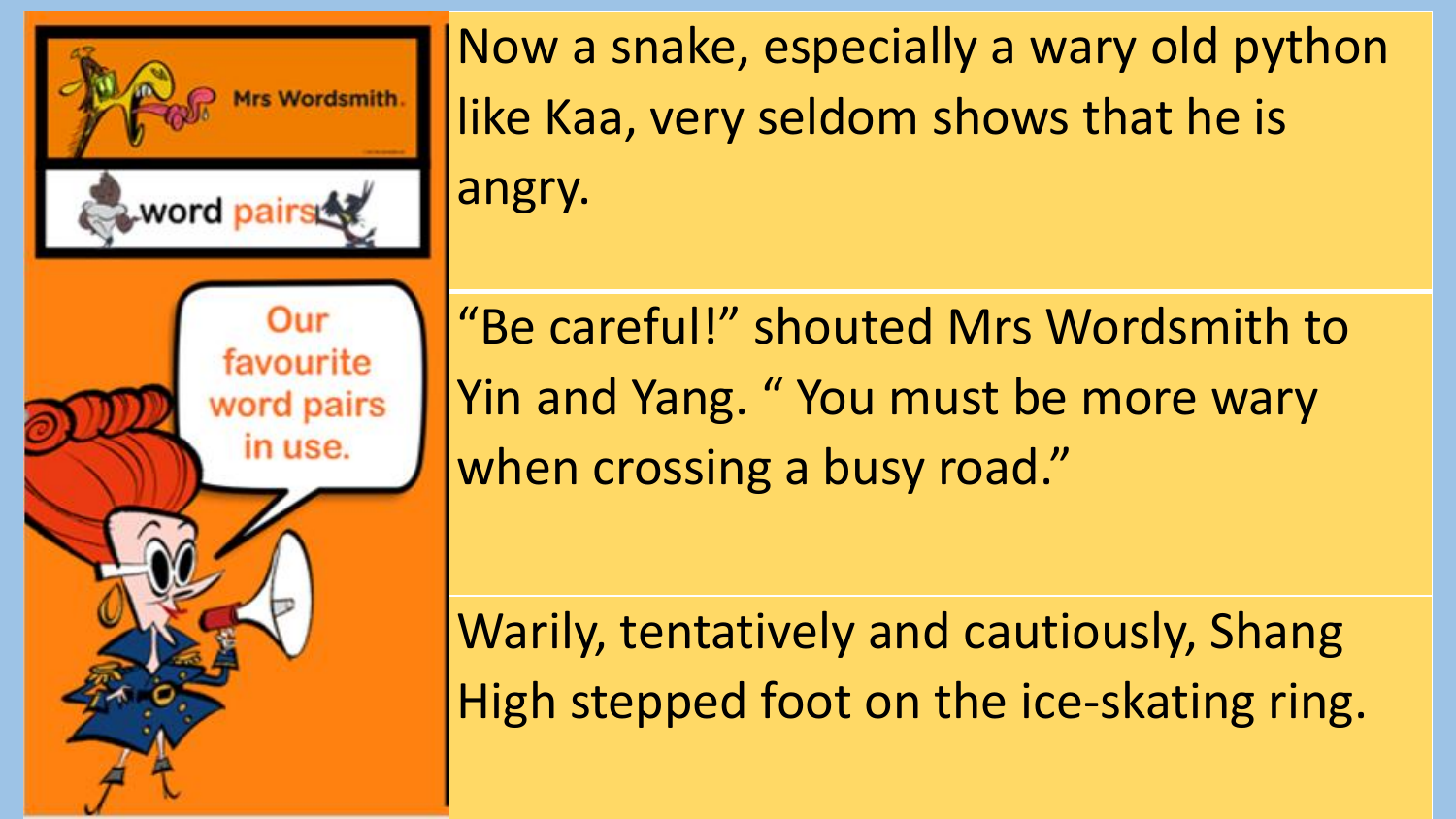Mrs Wordsmith

word pairs

Our favourite word pairs in use.

Now a snake, especially a wary old python like Kaa, very seldom shows that he is angry.

"Be careful!" shouted Mrs Wordsmith to Yin and Yang. " You must be more wary when crossing a busy road."

Warily, tentatively and cautiously, Shang High stepped foot on the ice-skating ring.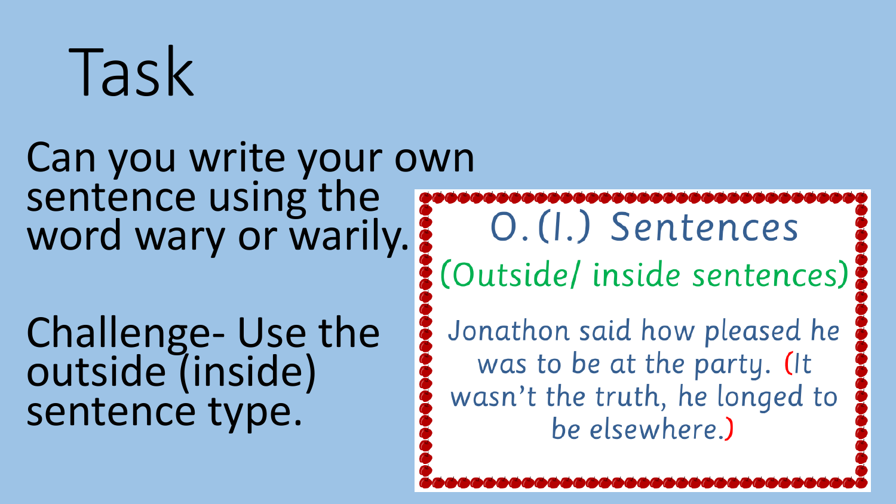# Task

Can you write your own sentence using the word wary or warily.

Challenge- Use the outside (inside) sentence type.

## O.(I.) Sentences

(Outside/ inside sentences)

Jonathon said how pleased he was to be at the party. (It wasn't the truth, he longed to be elsewhere.)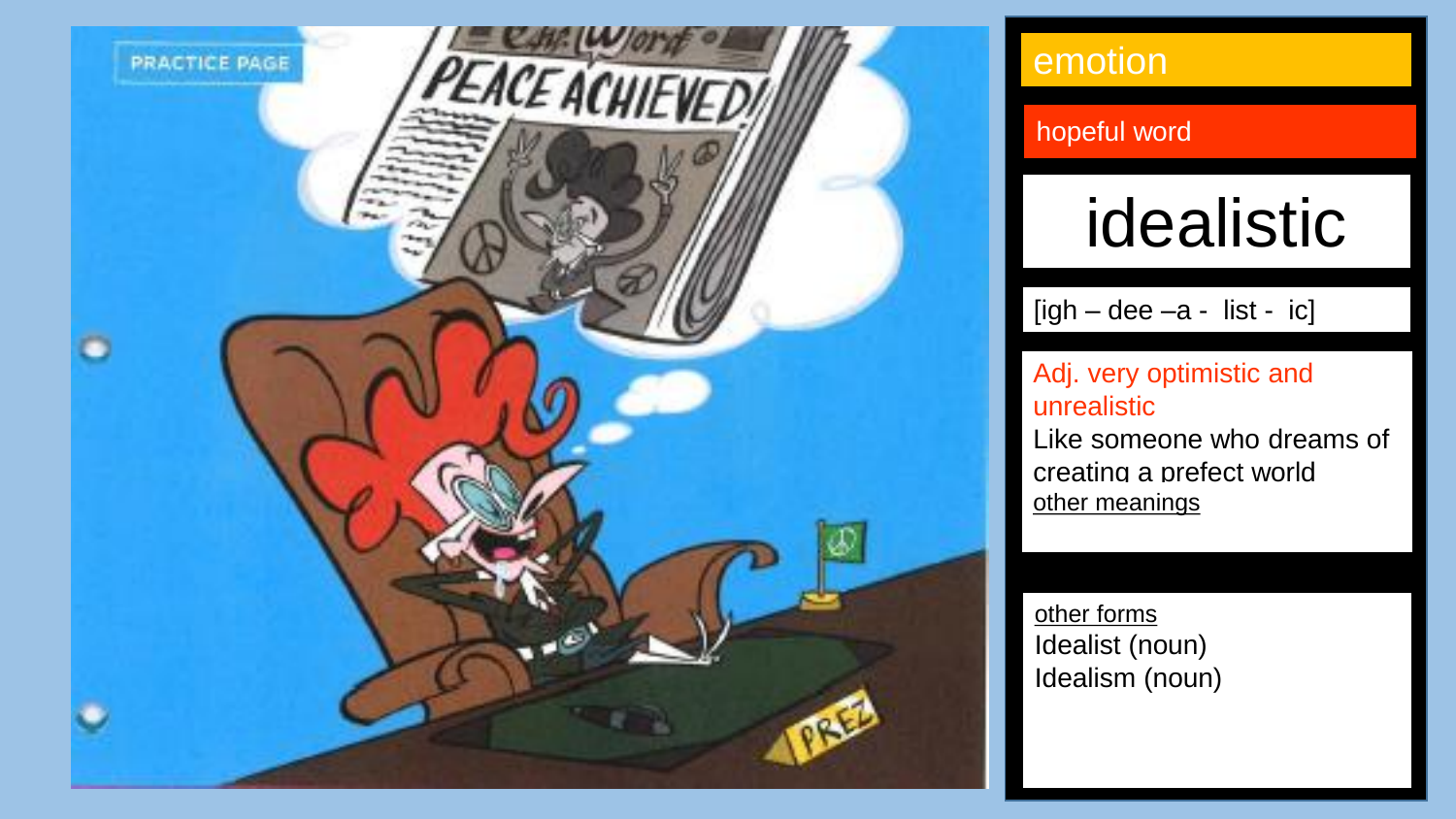emotion

hopeful word

# idealistic

[igh – dee –a -  list -  ic]

Adj. very optimistic and unrealistic
Like someone who dreams of creating a prefect world
other meanings

other forms
Idealist (noun)
Idealism (noun)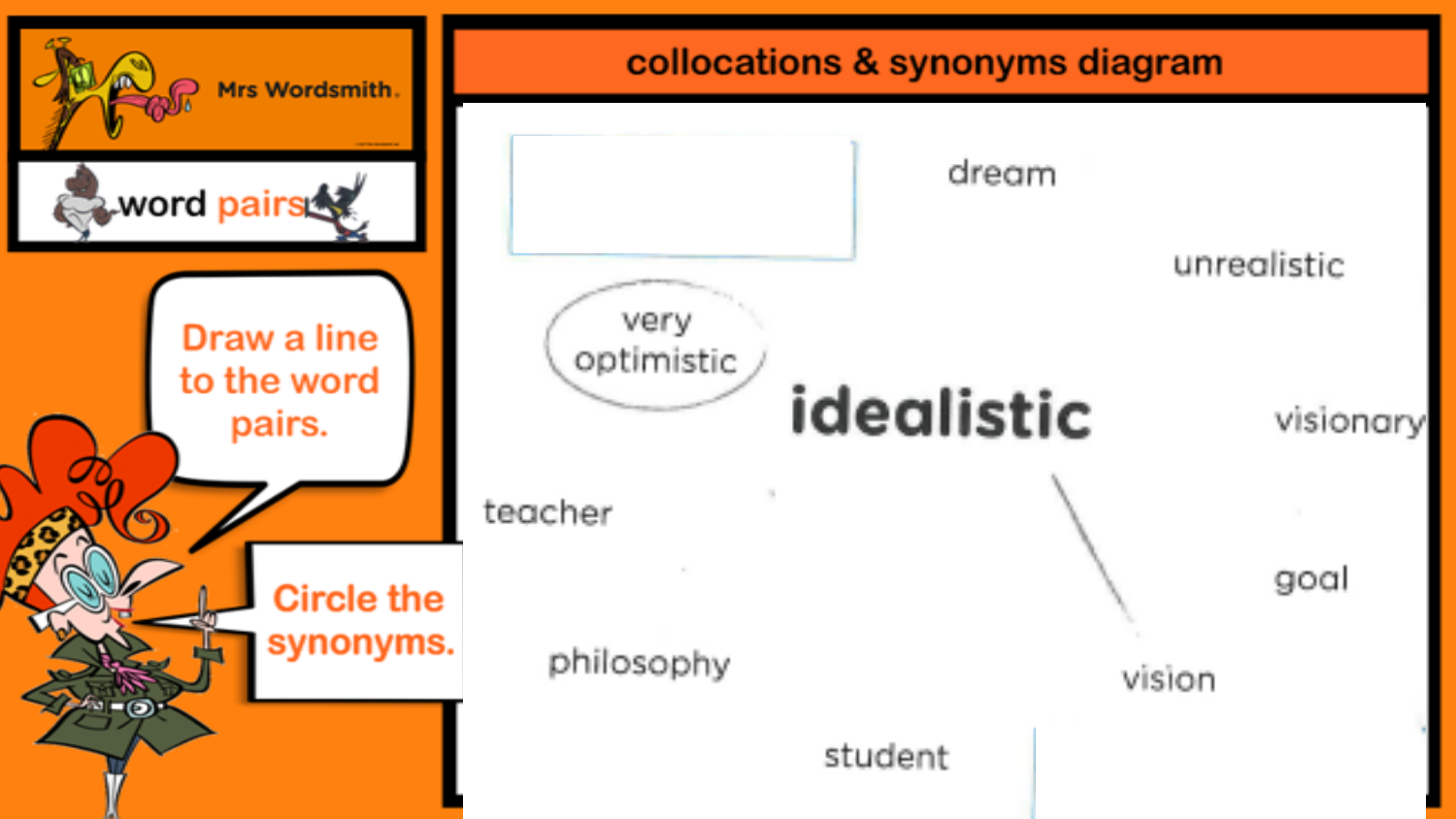Mrs Wordsmith

word pairs

Draw a line to the word pairs.

Circle the synonyms.

## collocations & synonyms diagram

dream

unrealistic

very optimistic

**idealistic**

visionary

teacher

goal

philosophy

vision

student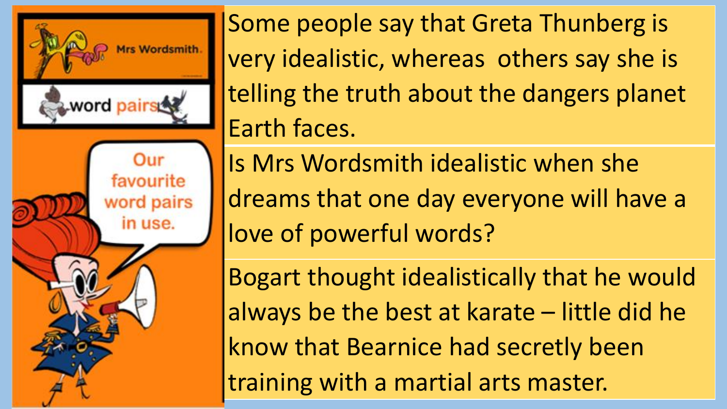Mrs Wordsmith.

word pairs

Our favourite word pairs in use.

Some people say that Greta Thunberg is very idealistic, whereas others say she is telling the truth about the dangers planet Earth faces.

Is Mrs Wordsmith idealistic when she dreams that one day everyone will have a love of powerful words?

Bogart thought idealistically that he would always be the best at karate – little did he know that Bearnice had secretly been training with a martial arts master.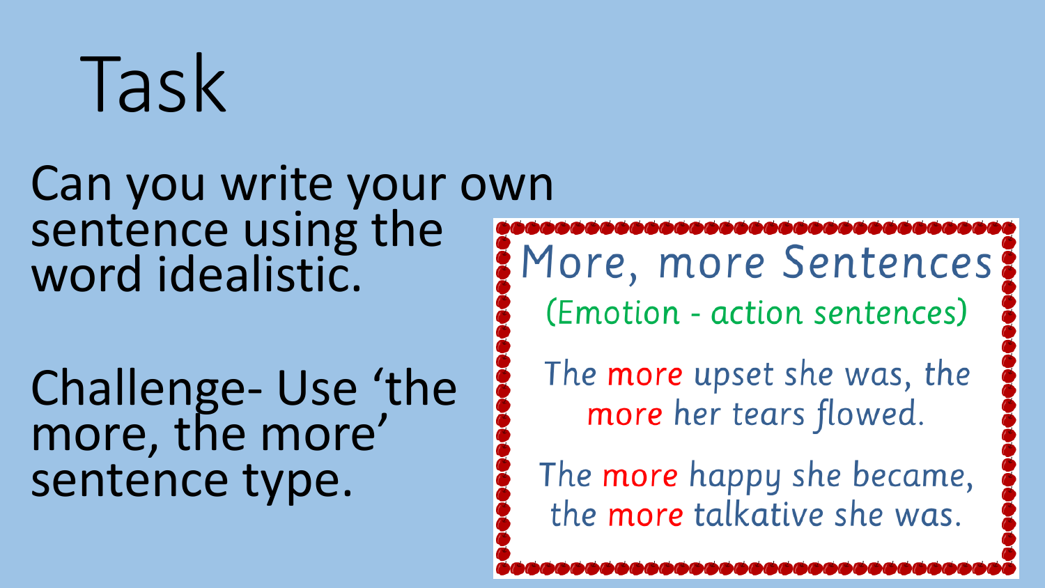# Task

Can you write your own sentence using the word idealistic.

Challenge- Use 'the more, the more' sentence type.

## More, more Sentences

(Emotion - action sentences)

The more upset she was, the more her tears flowed.

The more happy she became, the more talkative she was.